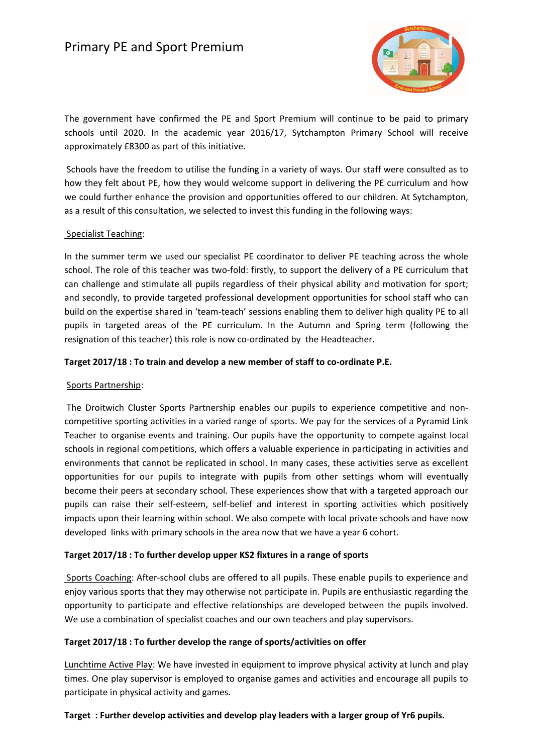# Primary PE and Sport Premium

The government have confirmed the PE and Sport Premium will continue to be paid to primary schools until 2020. In the academic year 2016/17, Sytchampton Primary School will receive approximately £8300 as part of this initiative.

Schools have the freedom to utilise the funding in a variety of ways. Our staff were consulted as to how they felt about PE, how they would welcome support in delivering the PE curriculum and how we could further enhance the provision and opportunities offered to our children. At Sytchampton, as a result of this consultation, we selected to invest this funding in the following ways:

Specialist Teaching:

In the summer term we used our specialist PE coordinator to deliver PE teaching across the whole school. The role of this teacher was two-fold: firstly, to support the delivery of a PE curriculum that can challenge and stimulate all pupils regardless of their physical ability and motivation for sport; and secondly, to provide targeted professional development opportunities for school staff who can build on the expertise shared in 'team-teach' sessions enabling them to deliver high quality PE to all pupils in targeted areas of the PE curriculum. In the Autumn and Spring term (following the resignation of this teacher) this role is now co-ordinated by the Headteacher.

**Target 2017/18 : To train and develop a new member of staff to co-ordinate P.E.**

Sports Partnership:

The Droitwich Cluster Sports Partnership enables our pupils to experience competitive and non-competitive sporting activities in a varied range of sports. We pay for the services of a Pyramid Link Teacher to organise events and training. Our pupils have the opportunity to compete against local schools in regional competitions, which offers a valuable experience in participating in activities and environments that cannot be replicated in school. In many cases, these activities serve as excellent opportunities for our pupils to integrate with pupils from other settings whom will eventually become their peers at secondary school. These experiences show that with a targeted approach our pupils can raise their self-esteem, self-belief and interest in sporting activities which positively impacts upon their learning within school. We also compete with local private schools and have now developed links with primary schools in the area now that we have a year 6 cohort.

**Target 2017/18 : To further develop upper KS2 fixtures in a range of sports**

Sports Coaching: After-school clubs are offered to all pupils. These enable pupils to experience and enjoy various sports that they may otherwise not participate in. Pupils are enthusiastic regarding the opportunity to participate and effective relationships are developed between the pupils involved. We use a combination of specialist coaches and our own teachers and play supervisors.

**Target 2017/18 : To further develop the range of sports/activities on offer**

Lunchtime Active Play: We have invested in equipment to improve physical activity at lunch and play times. One play supervisor is employed to organise games and activities and encourage all pupils to participate in physical activity and games.

**Target : Further develop activities and develop play leaders with a larger group of Yr6 pupils.**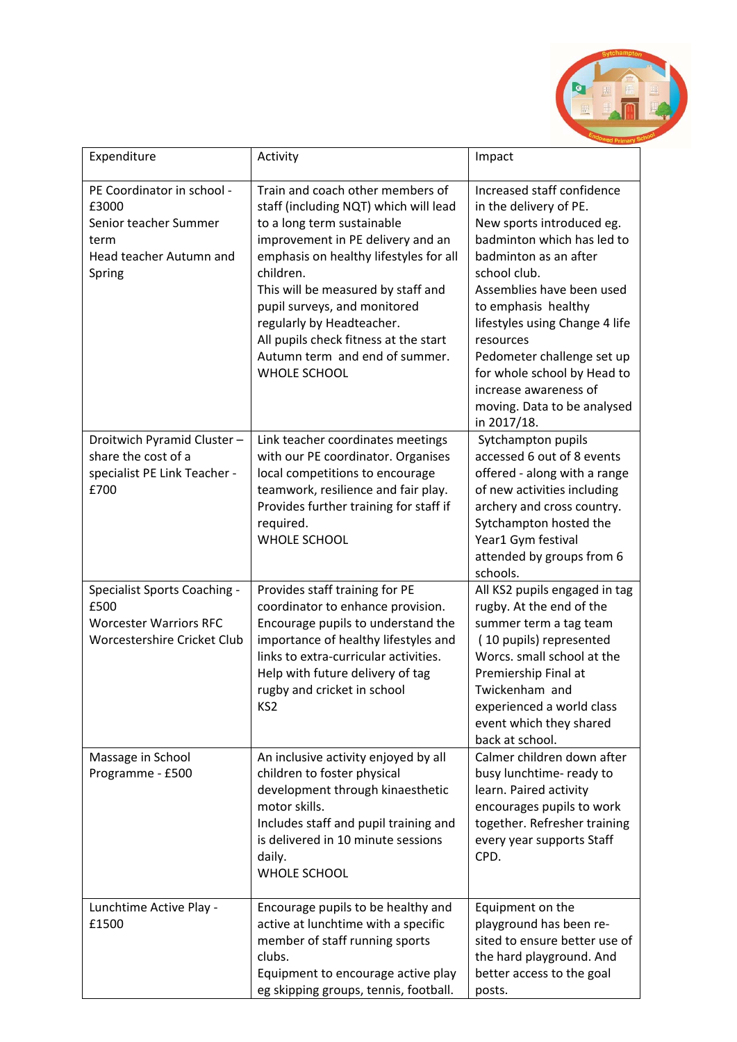| Expenditure | Activity | Impact |
|---|---|---|
| PE Coordinator in school - £3000<br>Senior teacher Summer term<br>Head teacher Autumn and Spring | Train and coach other members of staff (including NQT) which will lead to a long term sustainable improvement in PE delivery and an emphasis on healthy lifestyles for all children.<br>This will be measured by staff and pupil surveys, and monitored regularly by Headteacher.<br>All pupils check fitness at the start Autumn term and end of summer.<br>WHOLE SCHOOL | Increased staff confidence in the delivery of PE.<br>New sports introduced eg. badminton which has led to badminton as an after school club.<br>Assemblies have been used to emphasis healthy lifestyles using Change 4 life resources<br>Pedometer challenge set up for whole school by Head to increase awareness of moving. Data to be analysed in 2017/18. |
| Droitwich Pyramid Cluster – share the cost of a specialist PE Link Teacher - £700 | Link teacher coordinates meetings with our PE coordinator. Organises local competitions to encourage teamwork, resilience and fair play. Provides further training for staff if required.<br>WHOLE SCHOOL | Sytchampton pupils accessed 6 out of 8 events offered - along with a range of new activities including archery and cross country. Sytchampton hosted the Year1 Gym festival attended by groups from 6 schools. |
| Specialist Sports Coaching - £500<br>Worcester Warriors RFC<br>Worcestershire Cricket Club | Provides staff training for PE coordinator to enhance provision. Encourage pupils to understand the importance of healthy lifestyles and links to extra-curricular activities. Help with future delivery of tag rugby and cricket in school<br>KS2 | All KS2 pupils engaged in tag rugby. At the end of the summer term a tag team ( 10 pupils) represented Worcs. small school at the Premiership Final at Twickenham and experienced a world class event which they shared back at school. |
| Massage in School Programme - £500 | An inclusive activity enjoyed by all children to foster physical development through kinaesthetic motor skills.<br>Includes staff and pupil training and is delivered in 10 minute sessions daily.<br>WHOLE SCHOOL | Calmer children down after busy lunchtime- ready to learn. Paired activity encourages pupils to work together. Refresher training every year supports Staff CPD. |
| Lunchtime Active Play - £1500 | Encourage pupils to be healthy and active at lunchtime with a specific member of staff running sports clubs.<br>Equipment to encourage active play eg skipping groups, tennis, football. | Equipment on the playground has been re-sited to ensure better use of the hard playground. And better access to the goal posts. |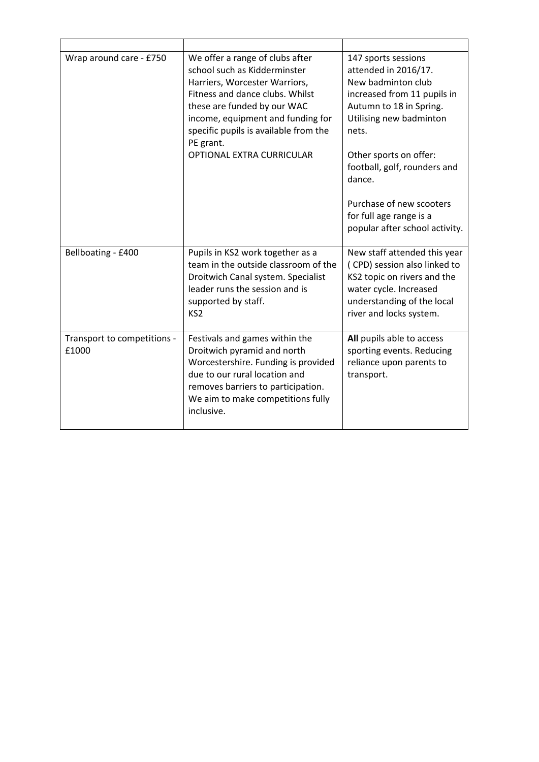| | | |
|---|---|---|
| Wrap around care - £750 | We offer a range of clubs after school such as Kidderminster Harriers, Worcester Warriors, Fitness and dance clubs. Whilst these are funded by our WAC income, equipment and funding for specific pupils is available from the PE grant.<br>OPTIONAL EXTRA CURRICULAR | 147 sports sessions attended in 2016/17.<br>New badminton club increased from 11 pupils in Autumn to 18 in Spring. Utilising new badminton nets.<br><br>Other sports on offer: football, golf, rounders and dance.<br><br>Purchase of new scooters for full age range is a popular after school activity. |
| Bellboating - £400 | Pupils in KS2 work together as a team in the outside classroom of the Droitwich Canal system. Specialist leader runs the session and is supported by staff.<br>KS2 | New staff attended this year ( CPD) session also linked to KS2 topic on rivers and the water cycle. Increased understanding of the local river and locks system. |
| Transport to competitions - £1000 | Festivals and games within the Droitwich pyramid and north Worcestershire. Funding is provided due to our rural location and removes barriers to participation. We aim to make competitions fully inclusive. | **All** pupils able to access sporting events. Reducing reliance upon parents to transport. |